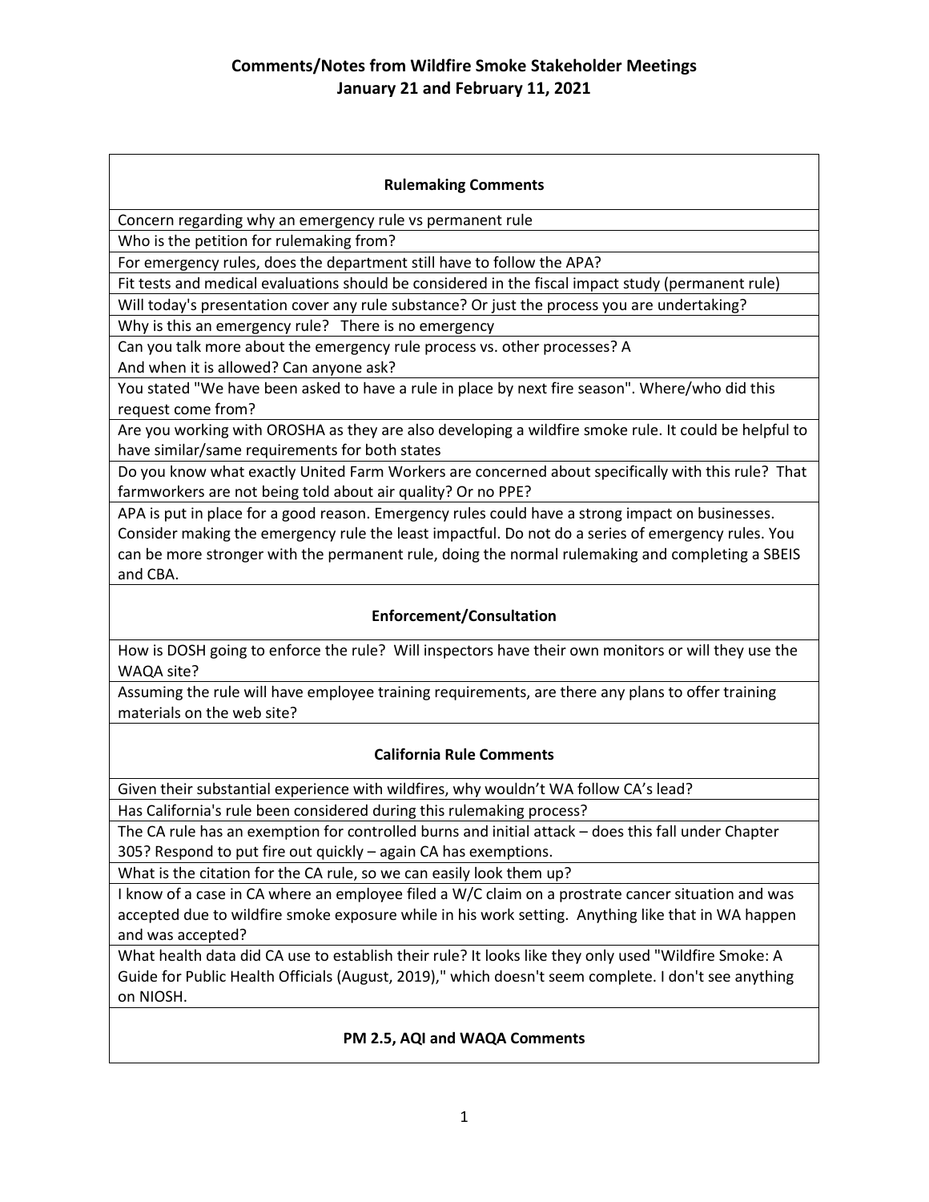# Comments/Notes from Wildfire Smoke Stakeholder Meetings
# January 21 and February 11, 2021

| **Rulemaking Comments** |
| --- |
| Concern regarding why an emergency rule vs permanent rule |
| Who is the petition for rulemaking from? |
| For emergency rules, does the department still have to follow the APA? |
| Fit tests and medical evaluations should be considered in the fiscal impact study (permanent rule) |
| Will today's presentation cover any rule substance? Or just the process you are undertaking? |
| Why is this an emergency rule? There is no emergency |
| Can you talk more about the emergency rule process vs. other processes? A<br>And when it is allowed? Can anyone ask? |
| You stated "We have been asked to have a rule in place by next fire season". Where/who did this request come from? |
| Are you working with OROSHA as they are also developing a wildfire smoke rule. It could be helpful to have similar/same requirements for both states |
| Do you know what exactly United Farm Workers are concerned about specifically with this rule? That farmworkers are not being told about air quality? Or no PPE? |
| APA is put in place for a good reason. Emergency rules could have a strong impact on businesses. Consider making the emergency rule the least impactful. Do not do a series of emergency rules. You can be more stronger with the permanent rule, doing the normal rulemaking and completing a SBEIS and CBA. |
| **Enforcement/Consultation** |
| How is DOSH going to enforce the rule? Will inspectors have their own monitors or will they use the WAQA site? |
| Assuming the rule will have employee training requirements, are there any plans to offer training materials on the web site? |
| **California Rule Comments** |
| Given their substantial experience with wildfires, why wouldn't WA follow CA's lead? |
| Has California's rule been considered during this rulemaking process? |
| The CA rule has an exemption for controlled burns and initial attack – does this fall under Chapter 305? Respond to put fire out quickly – again CA has exemptions. |
| What is the citation for the CA rule, so we can easily look them up? |
| I know of a case in CA where an employee filed a W/C claim on a prostrate cancer situation and was accepted due to wildfire smoke exposure while in his work setting. Anything like that in WA happen and was accepted? |
| What health data did CA use to establish their rule? It looks like they only used "Wildfire Smoke: A Guide for Public Health Officials (August, 2019)," which doesn't seem complete. I don't see anything on NIOSH. |
| **PM 2.5, AQI and WAQA Comments** |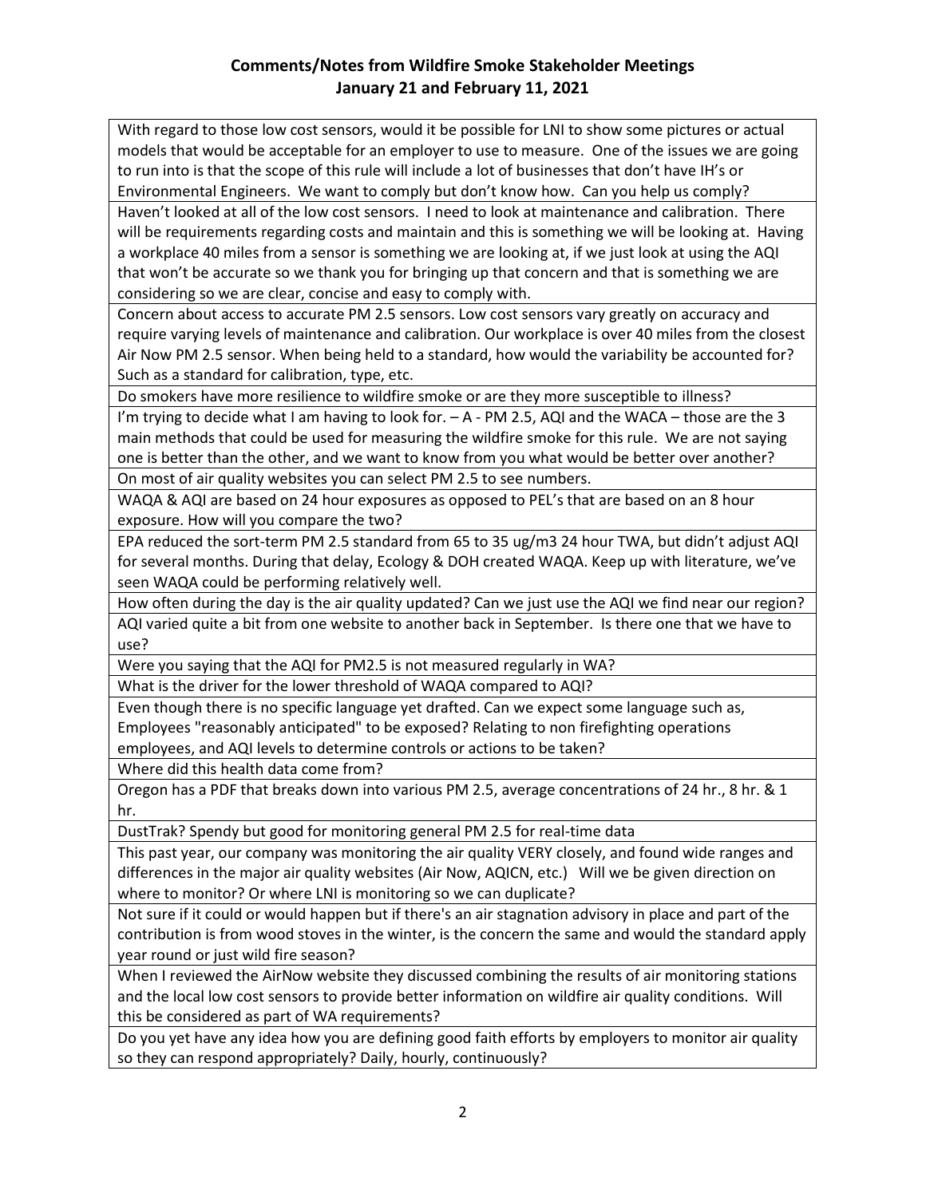# Comments/Notes from Wildfire Smoke Stakeholder Meetings January 21 and February 11, 2021

| |
|---|
| With regard to those low cost sensors, would it be possible for LNI to show some pictures or actual models that would be acceptable for an employer to use to measure. One of the issues we are going to run into is that the scope of this rule will include a lot of businesses that don't have IH's or Environmental Engineers. We want to comply but don't know how. Can you help us comply? |
| Haven't looked at all of the low cost sensors. I need to look at maintenance and calibration. There will be requirements regarding costs and maintain and this is something we will be looking at. Having a workplace 40 miles from a sensor is something we are looking at, if we just look at using the AQI that won't be accurate so we thank you for bringing up that concern and that is something we are considering so we are clear, concise and easy to comply with. |
| Concern about access to accurate PM 2.5 sensors. Low cost sensors vary greatly on accuracy and require varying levels of maintenance and calibration. Our workplace is over 40 miles from the closest Air Now PM 2.5 sensor. When being held to a standard, how would the variability be accounted for? Such as a standard for calibration, type, etc. |
| Do smokers have more resilience to wildfire smoke or are they more susceptible to illness? |
| I'm trying to decide what I am having to look for. – A - PM 2.5, AQI and the WACA – those are the 3 main methods that could be used for measuring the wildfire smoke for this rule. We are not saying one is better than the other, and we want to know from you what would be better over another? |
| On most of air quality websites you can select PM 2.5 to see numbers. |
| WAQA & AQI are based on 24 hour exposures as opposed to PEL's that are based on an 8 hour exposure. How will you compare the two? |
| EPA reduced the sort-term PM 2.5 standard from 65 to 35 ug/m3 24 hour TWA, but didn't adjust AQI for several months. During that delay, Ecology & DOH created WAQA. Keep up with literature, we've seen WAQA could be performing relatively well. |
| How often during the day is the air quality updated? Can we just use the AQI we find near our region? |
| AQI varied quite a bit from one website to another back in September. Is there one that we have to use? |
| Were you saying that the AQI for PM2.5 is not measured regularly in WA? |
| What is the driver for the lower threshold of WAQA compared to AQI? |
| Even though there is no specific language yet drafted. Can we expect some language such as, Employees "reasonably anticipated" to be exposed? Relating to non firefighting operations employees, and AQI levels to determine controls or actions to be taken? |
| Where did this health data come from? |
| Oregon has a PDF that breaks down into various PM 2.5, average concentrations of 24 hr., 8 hr. & 1 hr. |
| DustTrak? Spendy but good for monitoring general PM 2.5 for real-time data |
| This past year, our company was monitoring the air quality VERY closely, and found wide ranges and differences in the major air quality websites (Air Now, AQICN, etc.) Will we be given direction on where to monitor? Or where LNI is monitoring so we can duplicate? |
| Not sure if it could or would happen but if there's an air stagnation advisory in place and part of the contribution is from wood stoves in the winter, is the concern the same and would the standard apply year round or just wild fire season? |
| When I reviewed the AirNow website they discussed combining the results of air monitoring stations and the local low cost sensors to provide better information on wildfire air quality conditions. Will this be considered as part of WA requirements? |
| Do you yet have any idea how you are defining good faith efforts by employers to monitor air quality so they can respond appropriately? Daily, hourly, continuously? |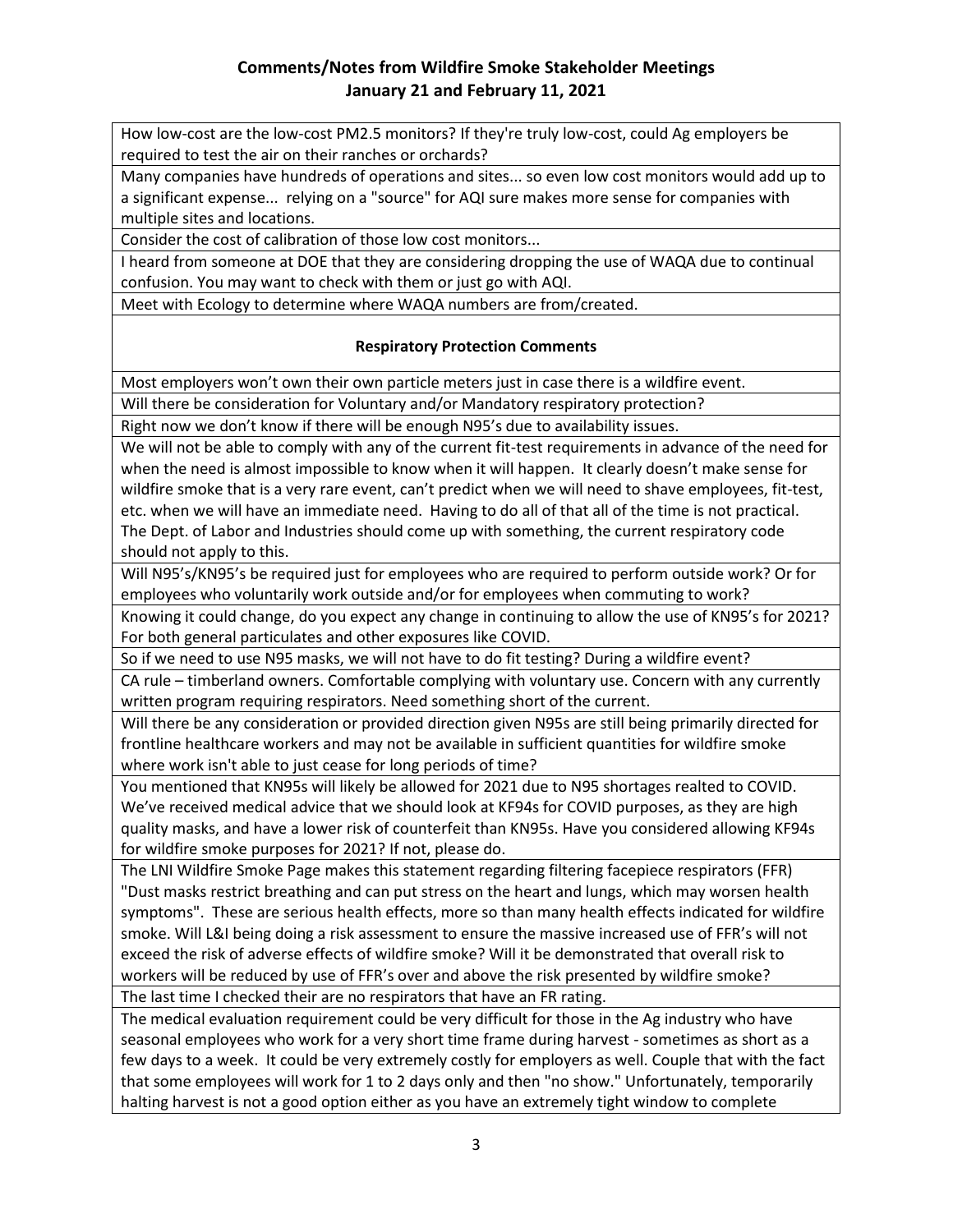# Comments/Notes from Wildfire Smoke Stakeholder Meetings

## January 21 and February 11, 2021

How low-cost are the low-cost PM2.5 monitors? If they're truly low-cost, could Ag employers be required to test the air on their ranches or orchards?

Many companies have hundreds of operations and sites... so even low cost monitors would add up to a significant expense... relying on a "source" for AQI sure makes more sense for companies with multiple sites and locations.

Consider the cost of calibration of those low cost monitors...

I heard from someone at DOE that they are considering dropping the use of WAQA due to continual confusion. You may want to check with them or just go with AQI.

Meet with Ecology to determine where WAQA numbers are from/created.

### Respiratory Protection Comments

Most employers won't own their own particle meters just in case there is a wildfire event.

Will there be consideration for Voluntary and/or Mandatory respiratory protection?

Right now we don't know if there will be enough N95's due to availability issues.

We will not be able to comply with any of the current fit-test requirements in advance of the need for when the need is almost impossible to know when it will happen. It clearly doesn't make sense for wildfire smoke that is a very rare event, can't predict when we will need to shave employees, fit-test, etc. when we will have an immediate need. Having to do all of that all of the time is not practical. The Dept. of Labor and Industries should come up with something, the current respiratory code should not apply to this.

Will N95's/KN95's be required just for employees who are required to perform outside work? Or for employees who voluntarily work outside and/or for employees when commuting to work?

Knowing it could change, do you expect any change in continuing to allow the use of KN95's for 2021? For both general particulates and other exposures like COVID.

So if we need to use N95 masks, we will not have to do fit testing? During a wildfire event?

CA rule – timberland owners. Comfortable complying with voluntary use. Concern with any currently written program requiring respirators. Need something short of the current.

Will there be any consideration or provided direction given N95s are still being primarily directed for frontline healthcare workers and may not be available in sufficient quantities for wildfire smoke where work isn't able to just cease for long periods of time?

You mentioned that KN95s will likely be allowed for 2021 due to N95 shortages realted to COVID. We've received medical advice that we should look at KF94s for COVID purposes, as they are high quality masks, and have a lower risk of counterfeit than KN95s. Have you considered allowing KF94s for wildfire smoke purposes for 2021? If not, please do.

The LNI Wildfire Smoke Page makes this statement regarding filtering facepiece respirators (FFR) "Dust masks restrict breathing and can put stress on the heart and lungs, which may worsen health symptoms". These are serious health effects, more so than many health effects indicated for wildfire smoke. Will L&I being doing a risk assessment to ensure the massive increased use of FFR's will not exceed the risk of adverse effects of wildfire smoke? Will it be demonstrated that overall risk to workers will be reduced by use of FFR's over and above the risk presented by wildfire smoke?

The last time I checked their are no respirators that have an FR rating.

The medical evaluation requirement could be very difficult for those in the Ag industry who have seasonal employees who work for a very short time frame during harvest - sometimes as short as a few days to a week. It could be very extremely costly for employers as well. Couple that with the fact that some employees will work for 1 to 2 days only and then "no show." Unfortunately, temporarily halting harvest is not a good option either as you have an extremely tight window to complete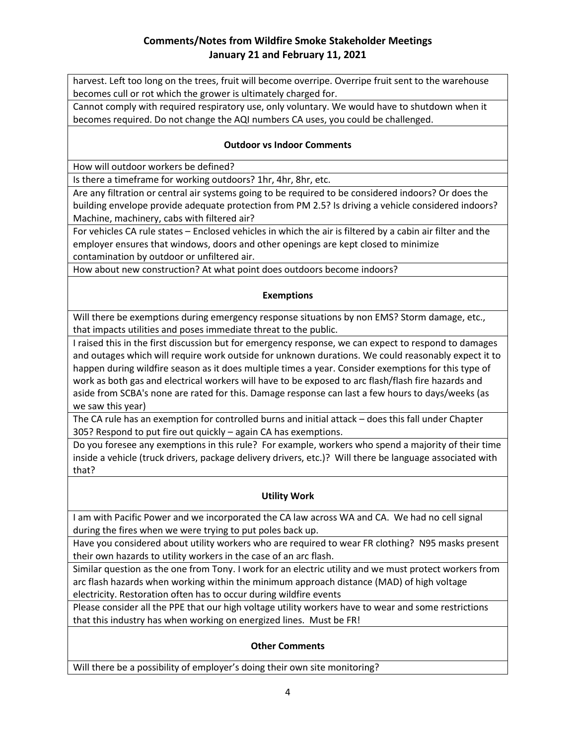harvest. Left too long on the trees, fruit will become overripe. Overripe fruit sent to the warehouse becomes cull or rot which the grower is ultimately charged for.

Cannot comply with required respiratory use, only voluntary. We would have to shutdown when it becomes required. Do not change the AQI numbers CA uses, you could be challenged.

### Outdoor vs Indoor Comments

How will outdoor workers be defined?

Is there a timeframe for working outdoors? 1hr, 4hr, 8hr, etc.

Are any filtration or central air systems going to be required to be considered indoors? Or does the building envelope provide adequate protection from PM 2.5? Is driving a vehicle considered indoors? Machine, machinery, cabs with filtered air?

For vehicles CA rule states – Enclosed vehicles in which the air is filtered by a cabin air filter and the employer ensures that windows, doors and other openings are kept closed to minimize contamination by outdoor or unfiltered air.

How about new construction? At what point does outdoors become indoors?

### Exemptions

Will there be exemptions during emergency response situations by non EMS? Storm damage, etc., that impacts utilities and poses immediate threat to the public.

I raised this in the first discussion but for emergency response, we can expect to respond to damages and outages which will require work outside for unknown durations. We could reasonably expect it to happen during wildfire season as it does multiple times a year. Consider exemptions for this type of work as both gas and electrical workers will have to be exposed to arc flash/flash fire hazards and aside from SCBA's none are rated for this. Damage response can last a few hours to days/weeks (as we saw this year)

The CA rule has an exemption for controlled burns and initial attack – does this fall under Chapter 305? Respond to put fire out quickly – again CA has exemptions.

Do you foresee any exemptions in this rule? For example, workers who spend a majority of their time inside a vehicle (truck drivers, package delivery drivers, etc.)? Will there be language associated with that?

### Utility Work

I am with Pacific Power and we incorporated the CA law across WA and CA. We had no cell signal during the fires when we were trying to put poles back up.

Have you considered about utility workers who are required to wear FR clothing? N95 masks present their own hazards to utility workers in the case of an arc flash.

Similar question as the one from Tony. I work for an electric utility and we must protect workers from arc flash hazards when working within the minimum approach distance (MAD) of high voltage electricity. Restoration often has to occur during wildfire events

Please consider all the PPE that our high voltage utility workers have to wear and some restrictions that this industry has when working on energized lines. Must be FR!

### Other Comments

Will there be a possibility of employer's doing their own site monitoring?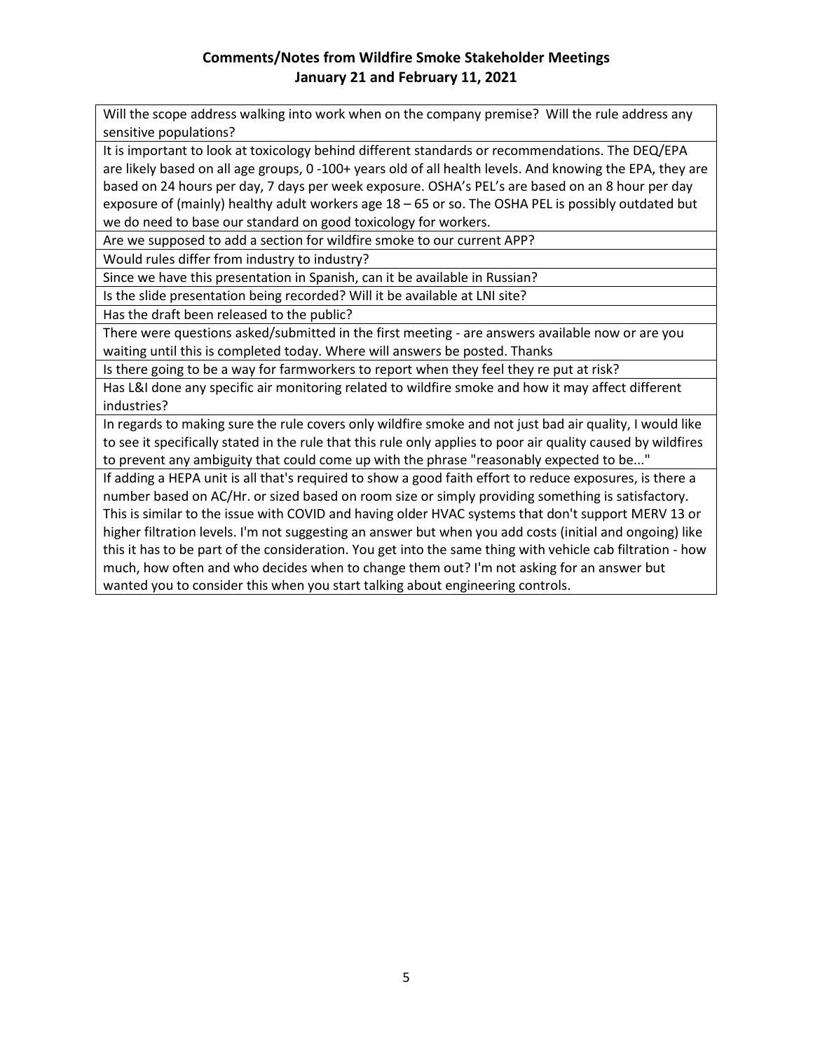## Comments/Notes from Wildfire Smoke Stakeholder Meetings
## January 21 and February 11, 2021

| |
|---|
| Will the scope address walking into work when on the company premise? Will the rule address any sensitive populations? |
| It is important to look at toxicology behind different standards or recommendations. The DEQ/EPA are likely based on all age groups, 0 -100+ years old of all health levels. And knowing the EPA, they are based on 24 hours per day, 7 days per week exposure. OSHA's PEL's are based on an 8 hour per day exposure of (mainly) healthy adult workers age 18 – 65 or so. The OSHA PEL is possibly outdated but we do need to base our standard on good toxicology for workers. |
| Are we supposed to add a section for wildfire smoke to our current APP? |
| Would rules differ from industry to industry? |
| Since we have this presentation in Spanish, can it be available in Russian? |
| Is the slide presentation being recorded? Will it be available at LNI site? |
| Has the draft been released to the public? |
| There were questions asked/submitted in the first meeting - are answers available now or are you waiting until this is completed today. Where will answers be posted. Thanks |
| Is there going to be a way for farmworkers to report when they feel they re put at risk? |
| Has L&I done any specific air monitoring related to wildfire smoke and how it may affect different industries? |
| In regards to making sure the rule covers only wildfire smoke and not just bad air quality, I would like to see it specifically stated in the rule that this rule only applies to poor air quality caused by wildfires to prevent any ambiguity that could come up with the phrase "reasonably expected to be..." |
| If adding a HEPA unit is all that's required to show a good faith effort to reduce exposures, is there a number based on AC/Hr. or sized based on room size or simply providing something is satisfactory. This is similar to the issue with COVID and having older HVAC systems that don't support MERV 13 or higher filtration levels. I'm not suggesting an answer but when you add costs (initial and ongoing) like this it has to be part of the consideration. You get into the same thing with vehicle cab filtration - how much, how often and who decides when to change them out? I'm not asking for an answer but wanted you to consider this when you start talking about engineering controls. |